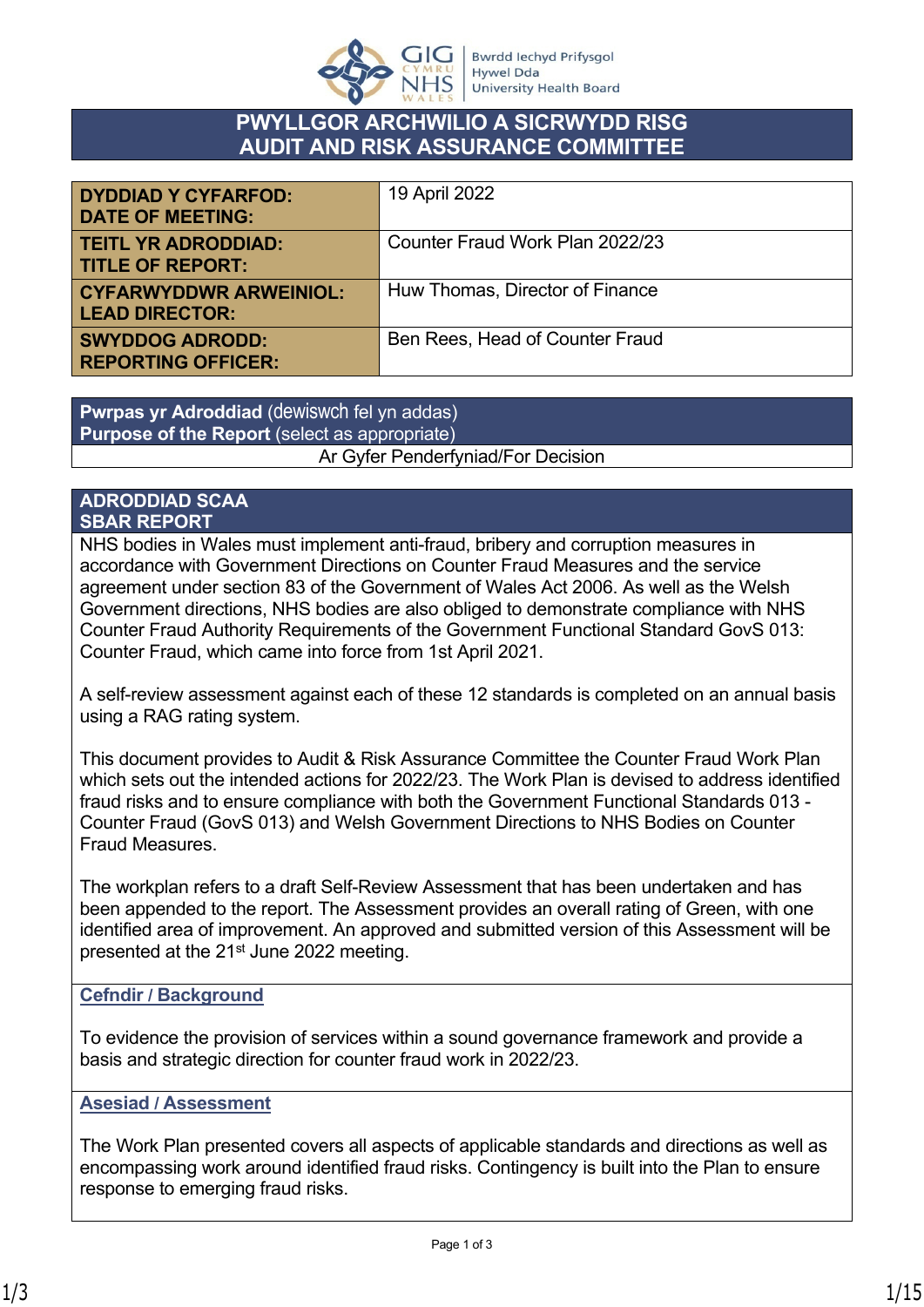# PWYLLGOR ARCHWILIO A SICRWYDD RISG
# AUDIT AND RISK ASSURANCE COMMITTEE

| | |
|---|---|
| **DYDDIAD Y CYFARFOD: DATE OF MEETING:** | 19 April 2022 |
| **TEITL YR ADRODDIAD: TITLE OF REPORT:** | Counter Fraud Work Plan 2022/23 |
| **CYFARWYDDWR ARWEINIOL: LEAD DIRECTOR:** | Huw Thomas, Director of Finance |
| **SWYDDOG ADRODD: REPORTING OFFICER:** | Ben Rees, Head of Counter Fraud |

| **Pwrpas yr Adroddiad** (dewiswch fel yn addas) **Purpose of the Report** (select as appropriate) |
|---|
| Ar Gyfer Penderfyniad/For Decision |

## ADRODDIAD SCAA
## SBAR REPORT

NHS bodies in Wales must implement anti-fraud, bribery and corruption measures in accordance with Government Directions on Counter Fraud Measures and the service agreement under section 83 of the Government of Wales Act 2006. As well as the Welsh Government directions, NHS bodies are also obliged to demonstrate compliance with NHS Counter Fraud Authority Requirements of the Government Functional Standard GovS 013: Counter Fraud, which came into force from 1st April 2021.

A self-review assessment against each of these 12 standards is completed on an annual basis using a RAG rating system.

This document provides to Audit & Risk Assurance Committee the Counter Fraud Work Plan which sets out the intended actions for 2022/23. The Work Plan is devised to address identified fraud risks and to ensure compliance with both the Government Functional Standards 013 - Counter Fraud (GovS 013) and Welsh Government Directions to NHS Bodies on Counter Fraud Measures.

The workplan refers to a draft Self-Review Assessment that has been undertaken and has been appended to the report. The Assessment provides an overall rating of Green, with one identified area of improvement. An approved and submitted version of this Assessment will be presented at the 21st June 2022 meeting.

### Cefndir / Background

To evidence the provision of services within a sound governance framework and provide a basis and strategic direction for counter fraud work in 2022/23.

### Asesiad / Assessment

The Work Plan presented covers all aspects of applicable standards and directions as well as encompassing work around identified fraud risks. Contingency is built into the Plan to ensure response to emerging fraud risks.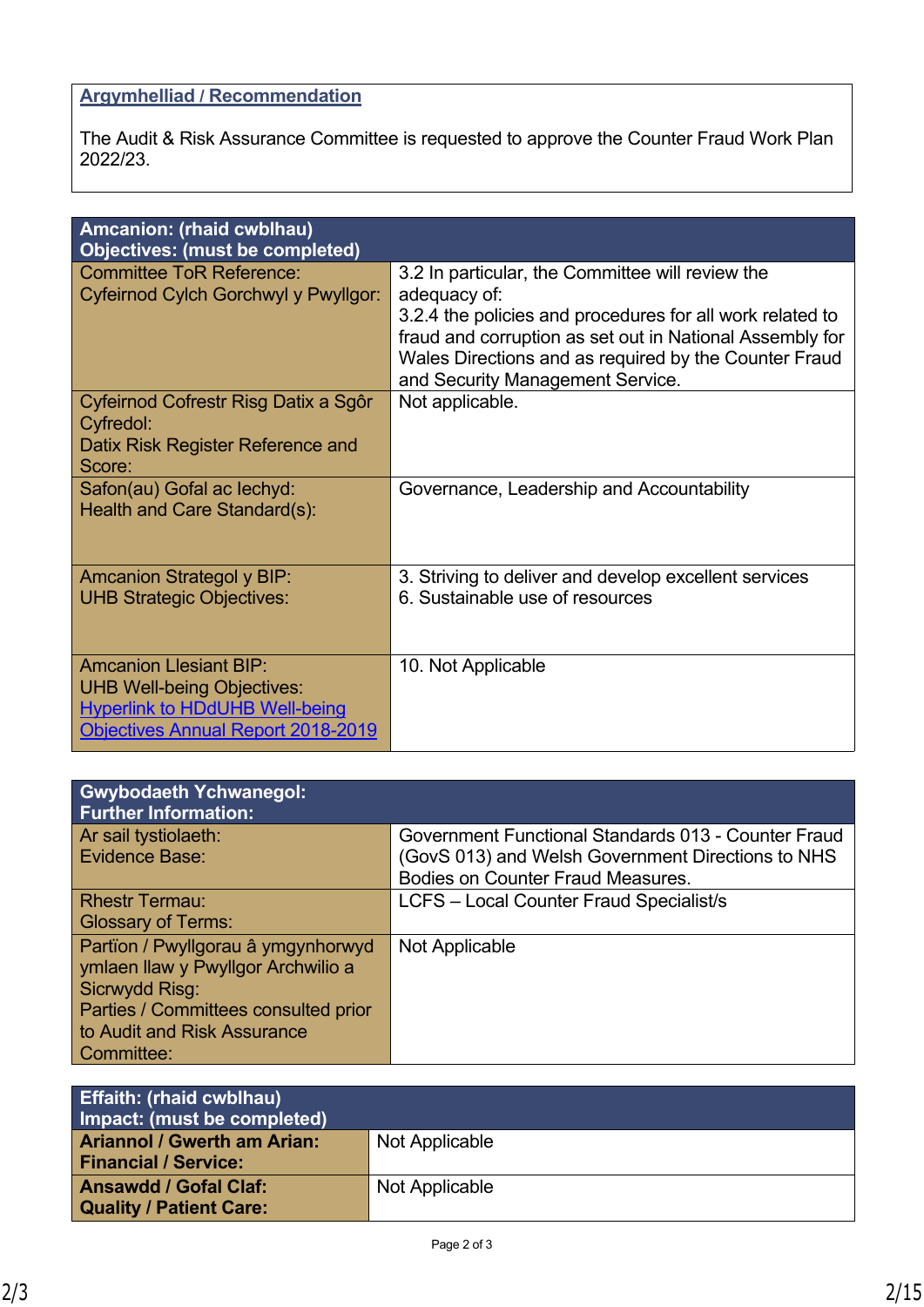**Argymhelliad / Recommendation**

The Audit & Risk Assurance Committee is requested to approve the Counter Fraud Work Plan 2022/23.

| Amcanion: (rhaid cwblhau) Objectives: (must be completed) | |
|---|---|
| Committee ToR Reference: Cyfeirnod Cylch Gorchwyl y Pwyllgor: | 3.2 In particular, the Committee will review the adequacy of: 3.2.4 the policies and procedures for all work related to fraud and corruption as set out in National Assembly for Wales Directions and as required by the Counter Fraud and Security Management Service. |
| Cyfeirnod Cofrestr Risg Datix a Sgôr Cyfredol: Datix Risk Register Reference and Score: | Not applicable. |
| Safon(au) Gofal ac Iechyd: Health and Care Standard(s): | Governance, Leadership and Accountability |
| Amcanion Strategol y BIP: UHB Strategic Objectives: | 3. Striving to deliver and develop excellent services 6. Sustainable use of resources |
| Amcanion Llesiant BIP: UHB Well-being Objectives: Hyperlink to HDdUHB Well-being Objectives Annual Report 2018-2019 | 10. Not Applicable |

| Gwybodaeth Ychwanegol: Further Information: | |
|---|---|
| Ar sail tystiolaeth: Evidence Base: | Government Functional Standards 013 - Counter Fraud (GovS 013) and Welsh Government Directions to NHS Bodies on Counter Fraud Measures. |
| Rhestr Termau: Glossary of Terms: | LCFS – Local Counter Fraud Specialist/s |
| Partïon / Pwyllgorau â ymgynhorwyd ymlaen llaw y Pwyllgor Archwilio a Sicrwydd Risg: Parties / Committees consulted prior to Audit and Risk Assurance Committee: | Not Applicable |

| Effaith: (rhaid cwblhau) Impact: (must be completed) | |
|---|---|
| **Ariannol / Gwerth am Arian: Financial / Service:** | Not Applicable |
| **Ansawdd / Gofal Claf: Quality / Patient Care:** | Not Applicable |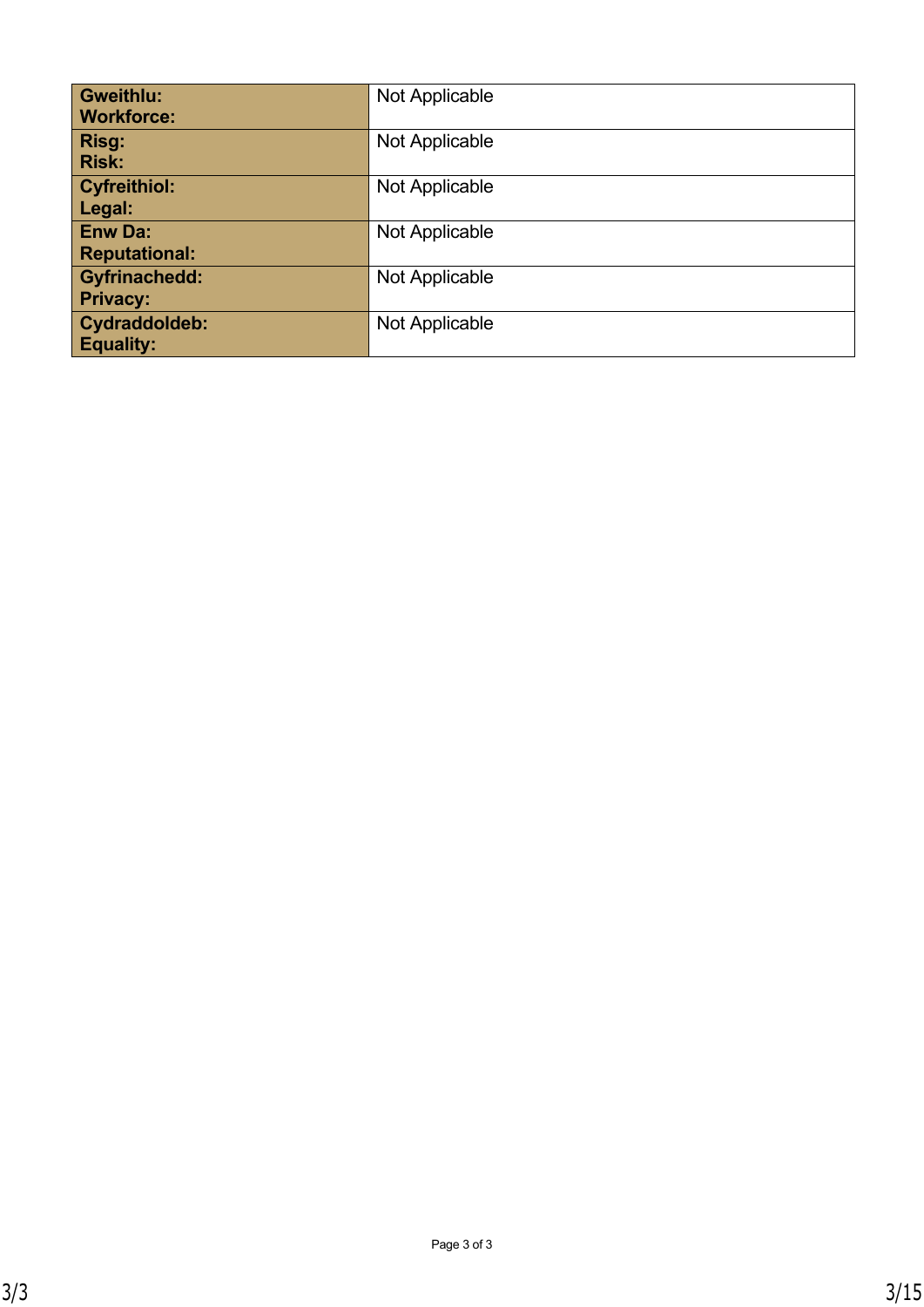| | |
|---|---|
| **Gweithlu:**<br>**Workforce:** | Not Applicable |
| **Risg:**<br>**Risk:** | Not Applicable |
| **Cyfreithiol:**<br>**Legal:** | Not Applicable |
| **Enw Da:**<br>**Reputational:** | Not Applicable |
| **Gyfrinachedd:**<br>**Privacy:** | Not Applicable |
| **Cydraddoldeb:**<br>**Equality:** | Not Applicable |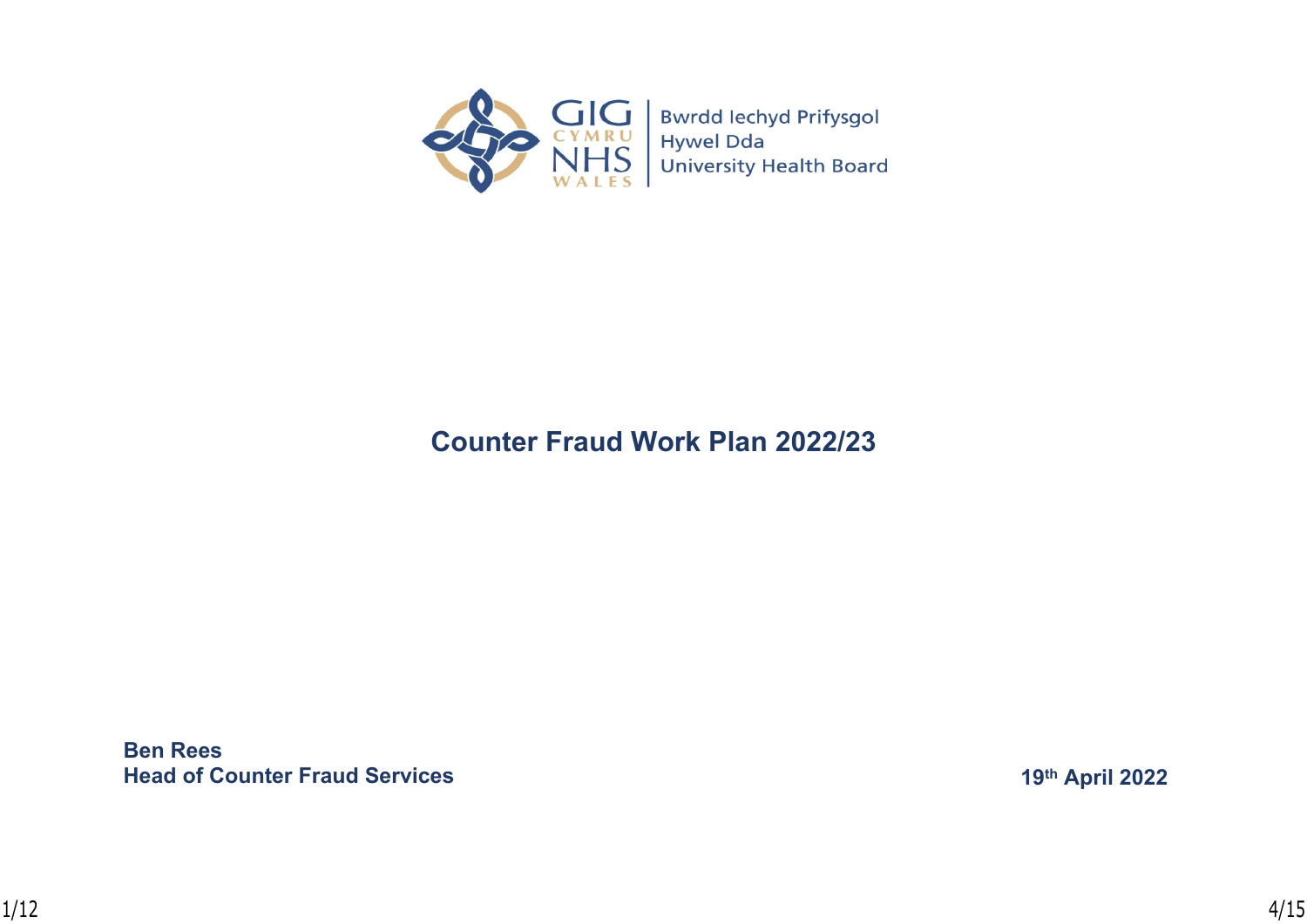GIG CYMRU NHS WALES | Bwrdd Iechyd Prifysgol Hywel Dda University Health Board

# Counter Fraud Work Plan 2022/23

**Ben Rees**
**Head of Counter Fraud Services**

**19th April 2022**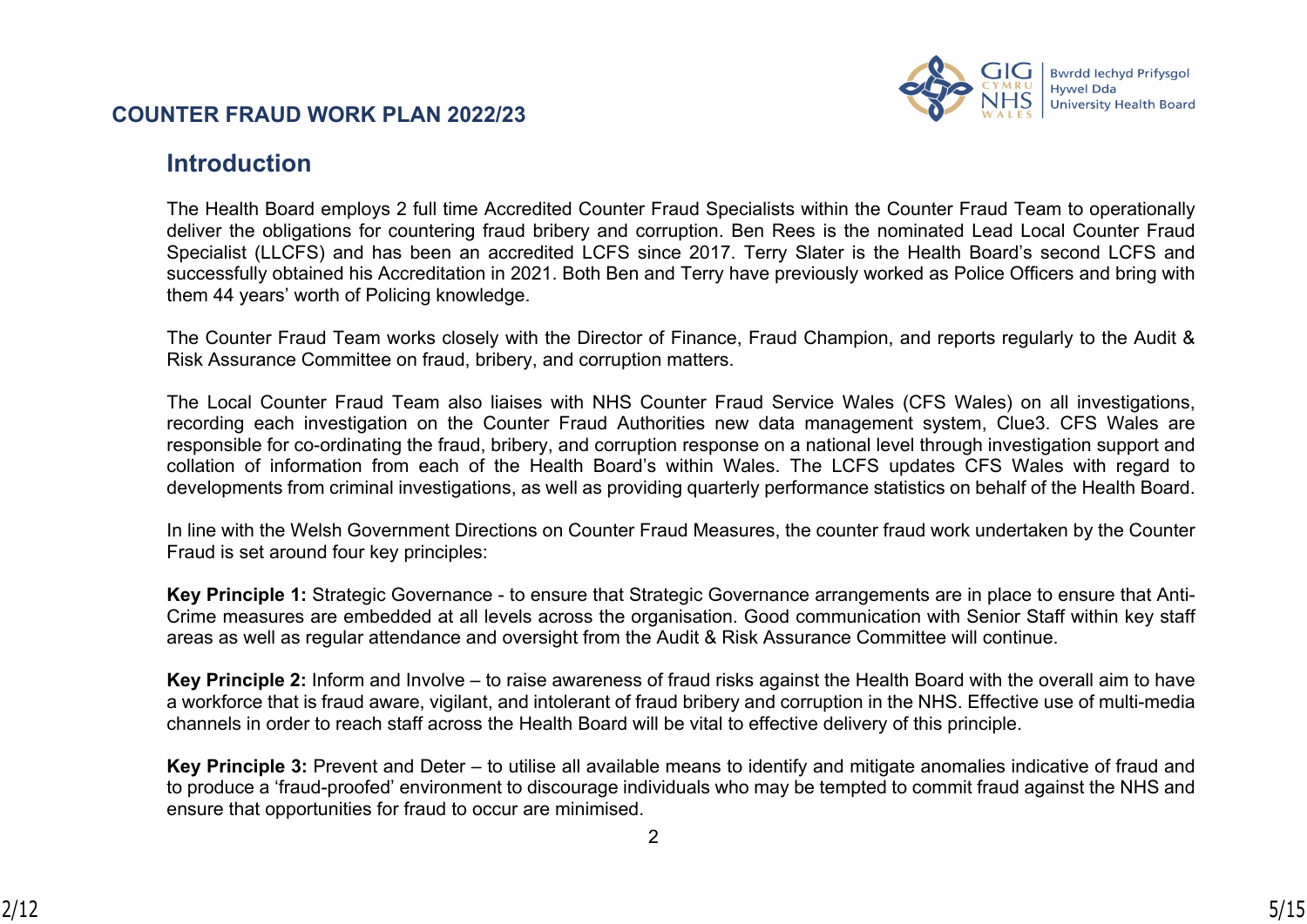# COUNTER FRAUD WORK PLAN 2022/23

## Introduction

The Health Board employs 2 full time Accredited Counter Fraud Specialists within the Counter Fraud Team to operationally deliver the obligations for countering fraud bribery and corruption. Ben Rees is the nominated Lead Local Counter Fraud Specialist (LLCFS) and has been an accredited LCFS since 2017. Terry Slater is the Health Board's second LCFS and successfully obtained his Accreditation in 2021. Both Ben and Terry have previously worked as Police Officers and bring with them 44 years' worth of Policing knowledge.

The Counter Fraud Team works closely with the Director of Finance, Fraud Champion, and reports regularly to the Audit & Risk Assurance Committee on fraud, bribery, and corruption matters.

The Local Counter Fraud Team also liaises with NHS Counter Fraud Service Wales (CFS Wales) on all investigations, recording each investigation on the Counter Fraud Authorities new data management system, Clue3. CFS Wales are responsible for co-ordinating the fraud, bribery, and corruption response on a national level through investigation support and collation of information from each of the Health Board's within Wales. The LCFS updates CFS Wales with regard to developments from criminal investigations, as well as providing quarterly performance statistics on behalf of the Health Board.

In line with the Welsh Government Directions on Counter Fraud Measures, the counter fraud work undertaken by the Counter Fraud is set around four key principles:

**Key Principle 1:** Strategic Governance - to ensure that Strategic Governance arrangements are in place to ensure that Anti-Crime measures are embedded at all levels across the organisation. Good communication with Senior Staff within key staff areas as well as regular attendance and oversight from the Audit & Risk Assurance Committee will continue.

**Key Principle 2:** Inform and Involve – to raise awareness of fraud risks against the Health Board with the overall aim to have a workforce that is fraud aware, vigilant, and intolerant of fraud bribery and corruption in the NHS. Effective use of multi-media channels in order to reach staff across the Health Board will be vital to effective delivery of this principle.

**Key Principle 3:** Prevent and Deter – to utilise all available means to identify and mitigate anomalies indicative of fraud and to produce a 'fraud-proofed' environment to discourage individuals who may be tempted to commit fraud against the NHS and ensure that opportunities for fraud to occur are minimised.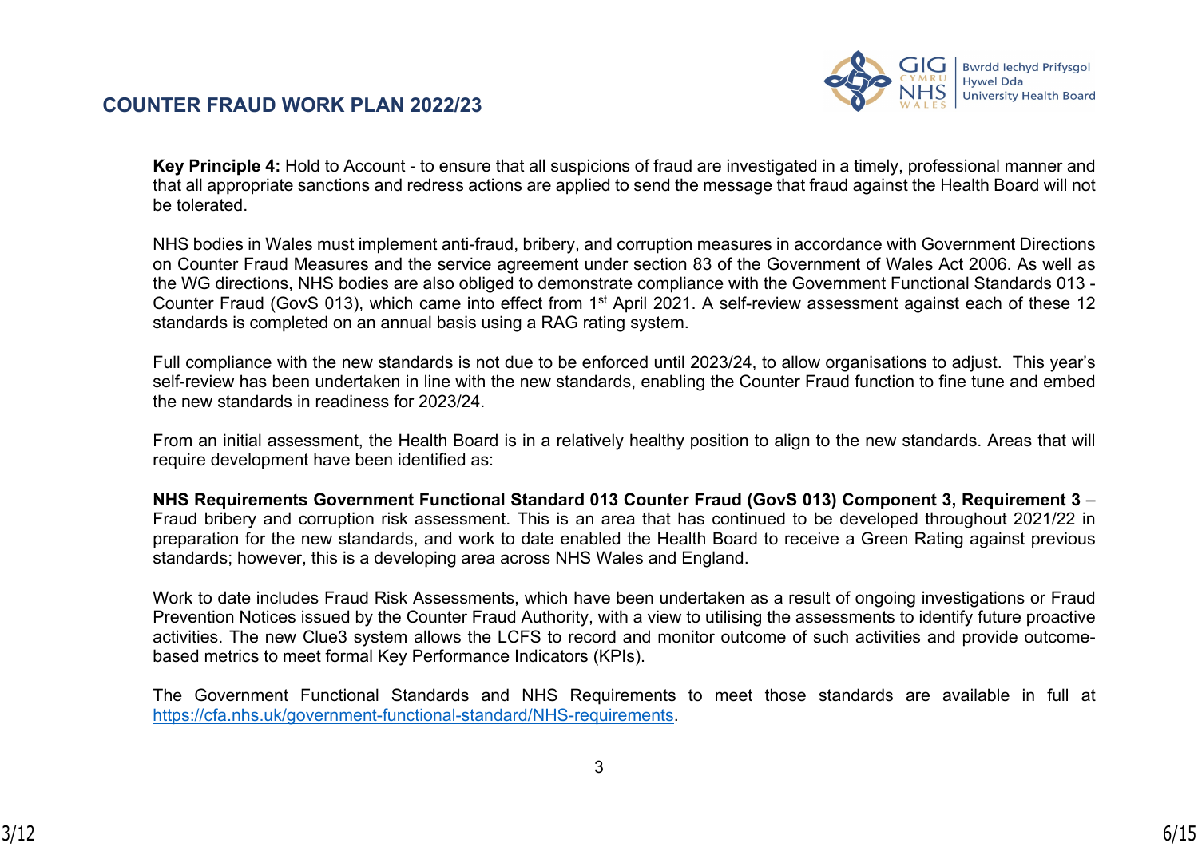# COUNTER FRAUD WORK PLAN 2022/23

**Key Principle 4:** Hold to Account - to ensure that all suspicions of fraud are investigated in a timely, professional manner and that all appropriate sanctions and redress actions are applied to send the message that fraud against the Health Board will not be tolerated.

NHS bodies in Wales must implement anti-fraud, bribery, and corruption measures in accordance with Government Directions on Counter Fraud Measures and the service agreement under section 83 of the Government of Wales Act 2006. As well as the WG directions, NHS bodies are also obliged to demonstrate compliance with the Government Functional Standards 013 - Counter Fraud (GovS 013), which came into effect from 1st April 2021. A self-review assessment against each of these 12 standards is completed on an annual basis using a RAG rating system.

Full compliance with the new standards is not due to be enforced until 2023/24, to allow organisations to adjust. This year's self-review has been undertaken in line with the new standards, enabling the Counter Fraud function to fine tune and embed the new standards in readiness for 2023/24.

From an initial assessment, the Health Board is in a relatively healthy position to align to the new standards. Areas that will require development have been identified as:

**NHS Requirements Government Functional Standard 013 Counter Fraud (GovS 013) Component 3, Requirement 3** – Fraud bribery and corruption risk assessment. This is an area that has continued to be developed throughout 2021/22 in preparation for the new standards, and work to date enabled the Health Board to receive a Green Rating against previous standards; however, this is a developing area across NHS Wales and England.

Work to date includes Fraud Risk Assessments, which have been undertaken as a result of ongoing investigations or Fraud Prevention Notices issued by the Counter Fraud Authority, with a view to utilising the assessments to identify future proactive activities. The new Clue3 system allows the LCFS to record and monitor outcome of such activities and provide outcome-based metrics to meet formal Key Performance Indicators (KPIs).

The Government Functional Standards and NHS Requirements to meet those standards are available in full at https://cfa.nhs.uk/government-functional-standard/NHS-requirements.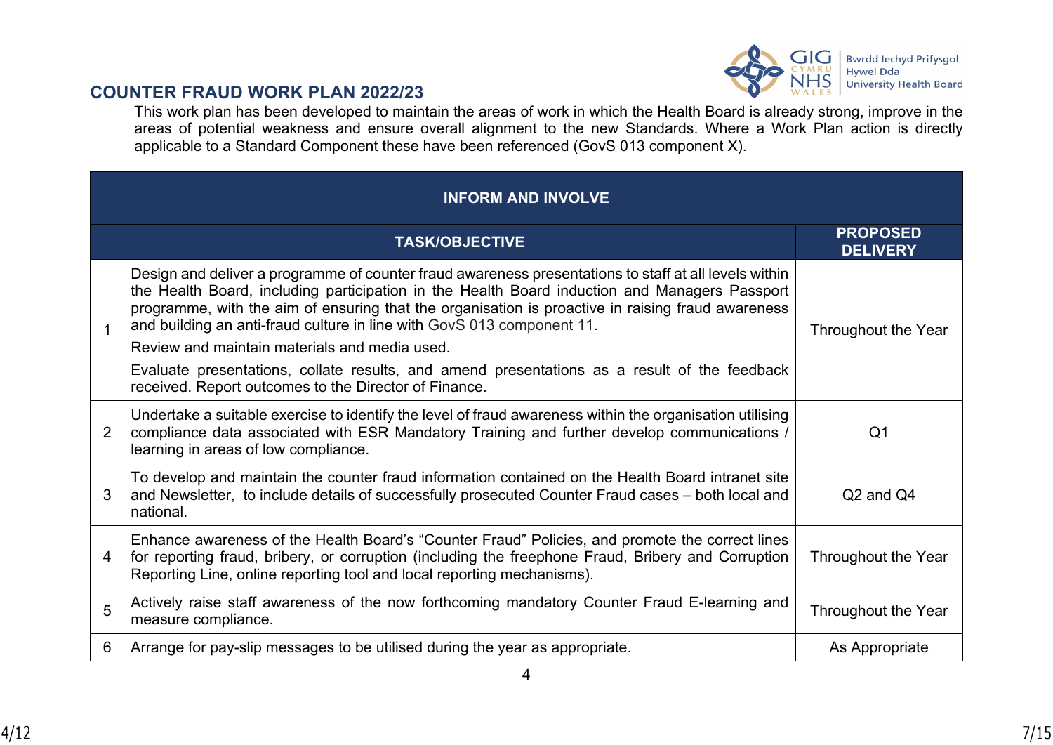## COUNTER FRAUD WORK PLAN 2022/23

This work plan has been developed to maintain the areas of work in which the Health Board is already strong, improve in the areas of potential weakness and ensure overall alignment to the new Standards. Where a Work Plan action is directly applicable to a Standard Component these have been referenced (GovS 013 component X).

| INFORM AND INVOLVE | | |
|---|---|---|
| | **TASK/OBJECTIVE** | **PROPOSED DELIVERY** |
| 1 | Design and deliver a programme of counter fraud awareness presentations to staff at all levels within the Health Board, including participation in the Health Board induction and Managers Passport programme, with the aim of ensuring that the organisation is proactive in raising fraud awareness and building an anti-fraud culture in line with GovS 013 component 11.<br>Review and maintain materials and media used.<br>Evaluate presentations, collate results, and amend presentations as a result of the feedback received. Report outcomes to the Director of Finance. | Throughout the Year |
| 2 | Undertake a suitable exercise to identify the level of fraud awareness within the organisation utilising compliance data associated with ESR Mandatory Training and further develop communications / learning in areas of low compliance. | Q1 |
| 3 | To develop and maintain the counter fraud information contained on the Health Board intranet site and Newsletter, to include details of successfully prosecuted Counter Fraud cases – both local and national. | Q2 and Q4 |
| 4 | Enhance awareness of the Health Board's "Counter Fraud" Policies, and promote the correct lines for reporting fraud, bribery, or corruption (including the freephone Fraud, Bribery and Corruption Reporting Line, online reporting tool and local reporting mechanisms). | Throughout the Year |
| 5 | Actively raise staff awareness of the now forthcoming mandatory Counter Fraud E-learning and measure compliance. | Throughout the Year |
| 6 | Arrange for pay-slip messages to be utilised during the year as appropriate. | As Appropriate |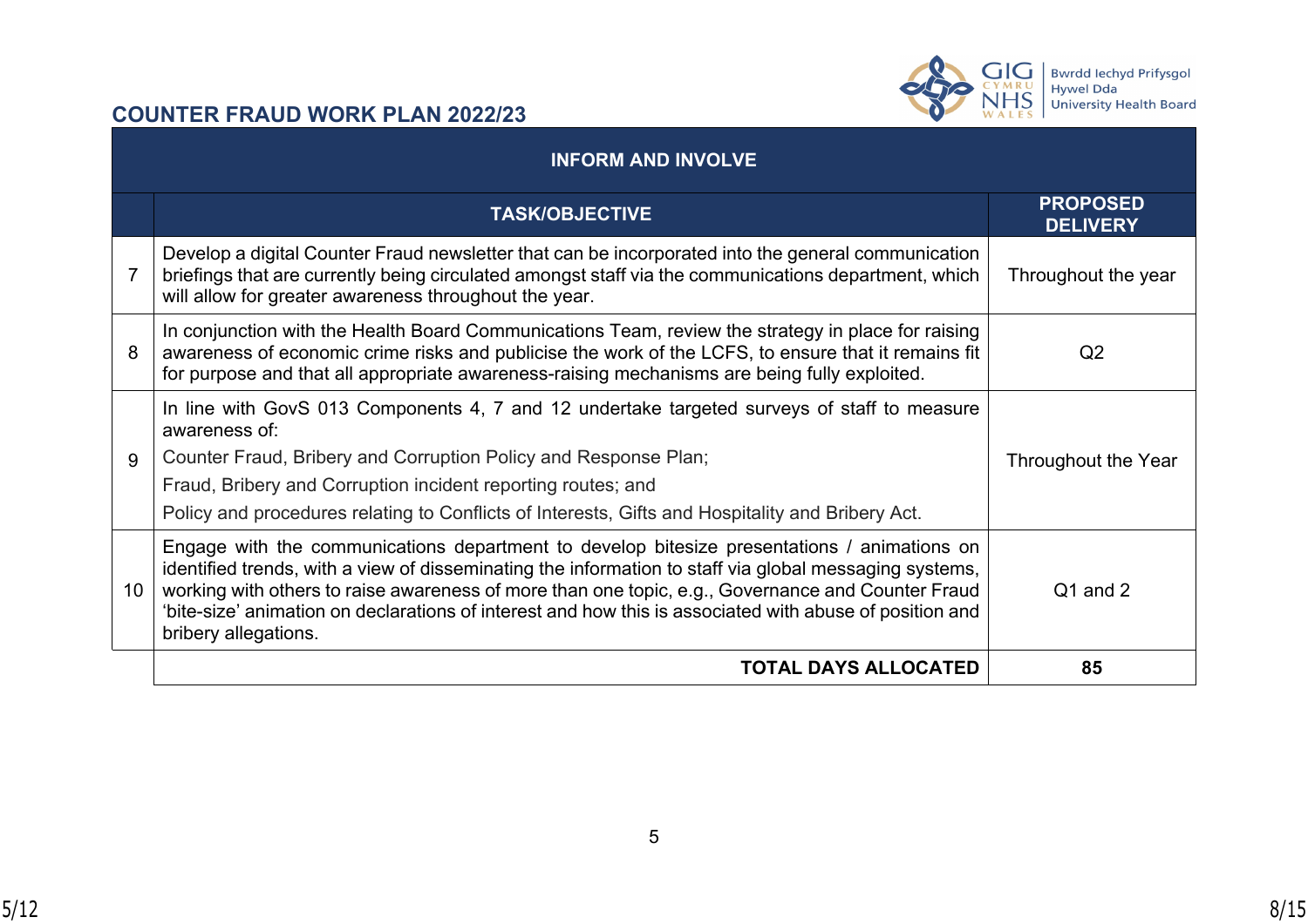## COUNTER FRAUD WORK PLAN 2022/23

| INFORM AND INVOLVE | | |
|---|---|---|
| | **TASK/OBJECTIVE** | **PROPOSED DELIVERY** |
| 7 | Develop a digital Counter Fraud newsletter that can be incorporated into the general communication briefings that are currently being circulated amongst staff via the communications department, which will allow for greater awareness throughout the year. | Throughout the year |
| 8 | In conjunction with the Health Board Communications Team, review the strategy in place for raising awareness of economic crime risks and publicise the work of the LCFS, to ensure that it remains fit for purpose and that all appropriate awareness-raising mechanisms are being fully exploited. | Q2 |
| 9 | In line with GovS 013 Components 4, 7 and 12 undertake targeted surveys of staff to measure awareness of:<br>Counter Fraud, Bribery and Corruption Policy and Response Plan;<br>Fraud, Bribery and Corruption incident reporting routes; and<br>Policy and procedures relating to Conflicts of Interests, Gifts and Hospitality and Bribery Act. | Throughout the Year |
| 10 | Engage with the communications department to develop bitesize presentations / animations on identified trends, with a view of disseminating the information to staff via global messaging systems, working with others to raise awareness of more than one topic, e.g., Governance and Counter Fraud 'bite-size' animation on declarations of interest and how this is associated with abuse of position and bribery allegations. | Q1 and 2 |
| | **TOTAL DAYS ALLOCATED** | **85** |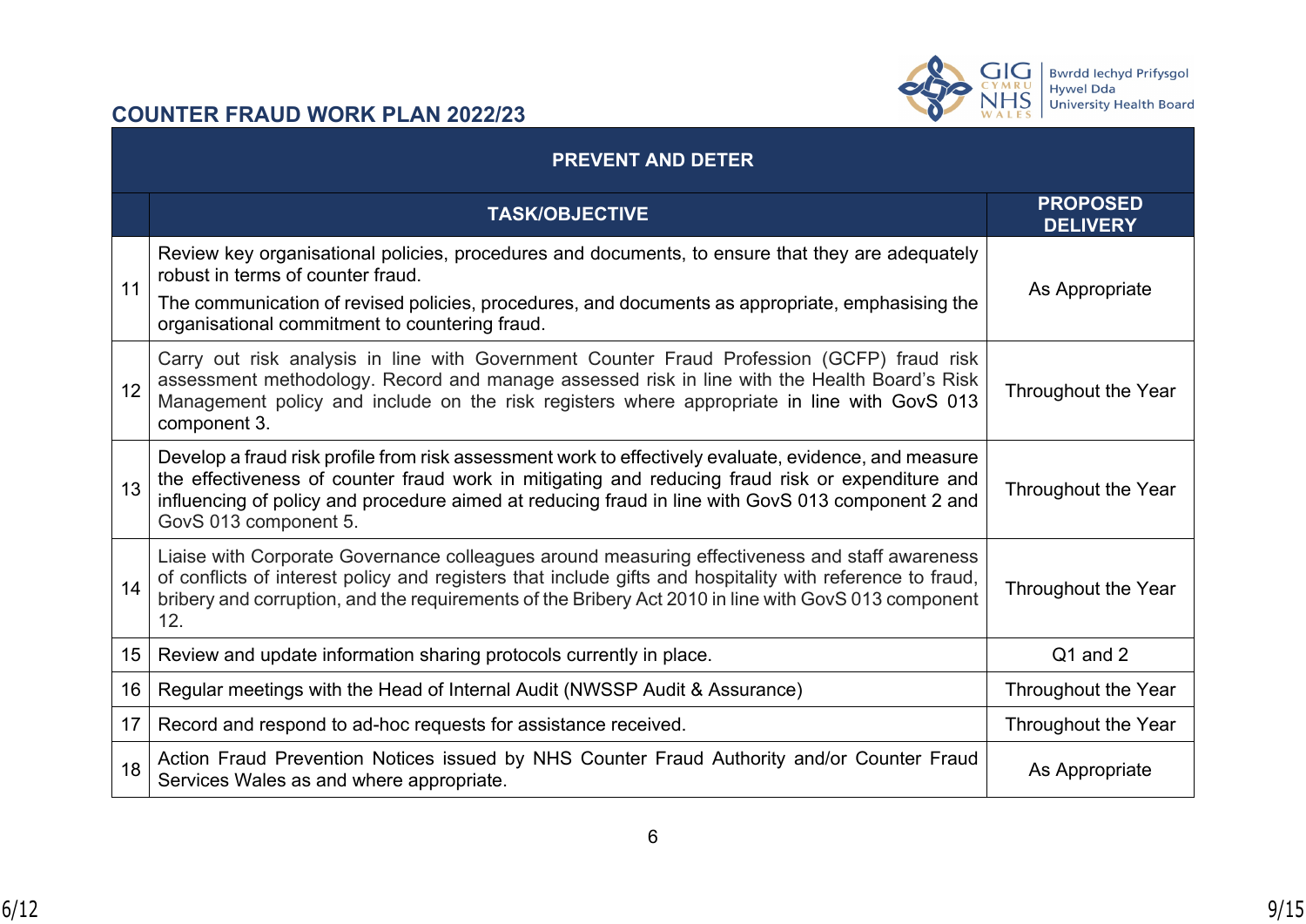## COUNTER FRAUD WORK PLAN 2022/23

| PREVENT AND DETER | | |
|---|---|---|
| | **TASK/OBJECTIVE** | **PROPOSED DELIVERY** |
| 11 | Review key organisational policies, procedures and documents, to ensure that they are adequately robust in terms of counter fraud.<br>The communication of revised policies, procedures, and documents as appropriate, emphasising the organisational commitment to countering fraud. | As Appropriate |
| 12 | Carry out risk analysis in line with Government Counter Fraud Profession (GCFP) fraud risk assessment methodology. Record and manage assessed risk in line with the Health Board's Risk Management policy and include on the risk registers where appropriate in line with GovS 013 component 3. | Throughout the Year |
| 13 | Develop a fraud risk profile from risk assessment work to effectively evaluate, evidence, and measure the effectiveness of counter fraud work in mitigating and reducing fraud risk or expenditure and influencing of policy and procedure aimed at reducing fraud in line with GovS 013 component 2 and GovS 013 component 5. | Throughout the Year |
| 14 | Liaise with Corporate Governance colleagues around measuring effectiveness and staff awareness of conflicts of interest policy and registers that include gifts and hospitality with reference to fraud, bribery and corruption, and the requirements of the Bribery Act 2010 in line with GovS 013 component 12. | Throughout the Year |
| 15 | Review and update information sharing protocols currently in place. | Q1 and 2 |
| 16 | Regular meetings with the Head of Internal Audit (NWSSP Audit & Assurance) | Throughout the Year |
| 17 | Record and respond to ad-hoc requests for assistance received. | Throughout the Year |
| 18 | Action Fraud Prevention Notices issued by NHS Counter Fraud Authority and/or Counter Fraud Services Wales as and where appropriate. | As Appropriate |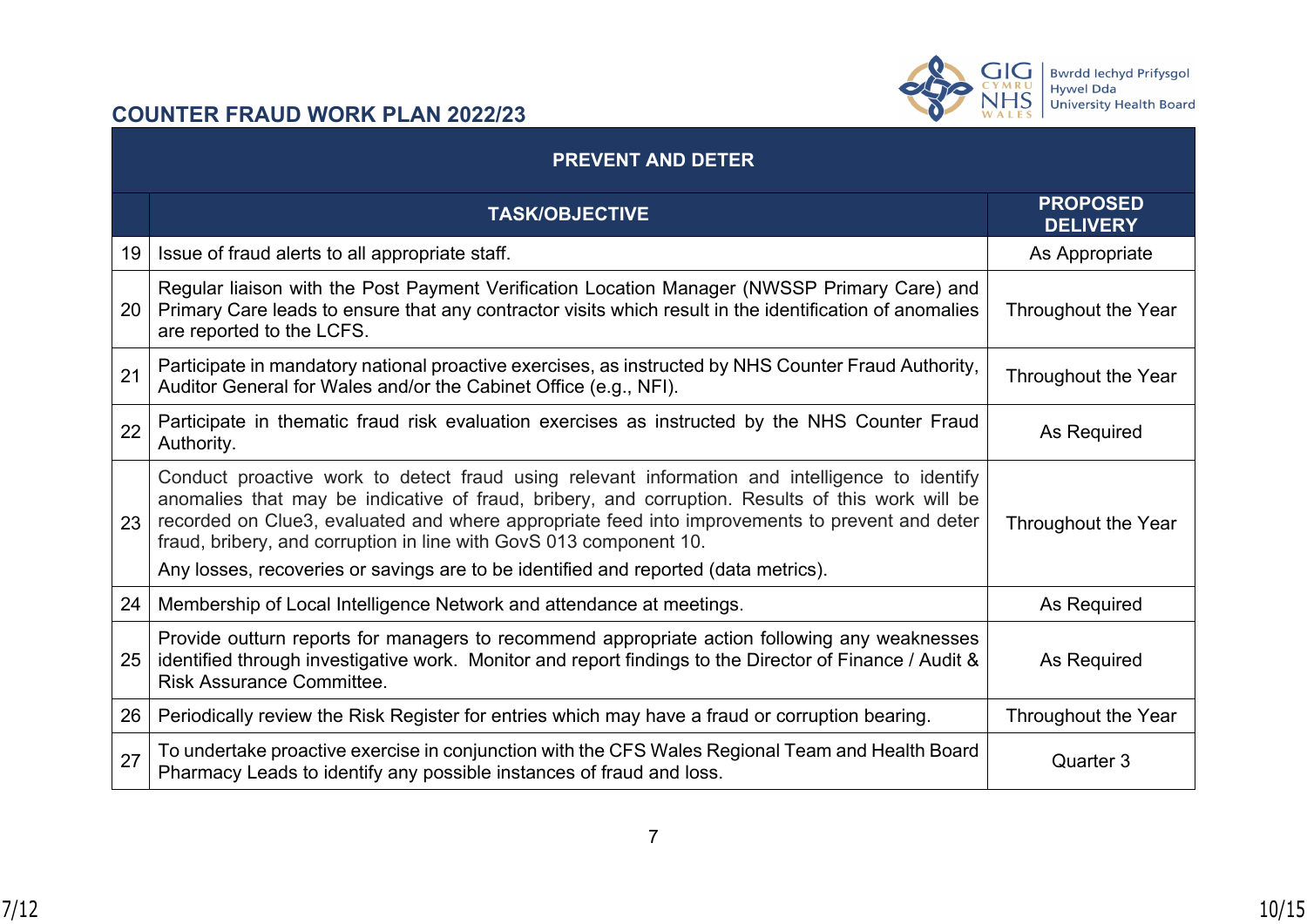## COUNTER FRAUD WORK PLAN 2022/23

| PREVENT AND DETER | | |
|---|---|---|
| | **TASK/OBJECTIVE** | **PROPOSED DELIVERY** |
| 19 | Issue of fraud alerts to all appropriate staff. | As Appropriate |
| 20 | Regular liaison with the Post Payment Verification Location Manager (NWSSP Primary Care) and Primary Care leads to ensure that any contractor visits which result in the identification of anomalies are reported to the LCFS. | Throughout the Year |
| 21 | Participate in mandatory national proactive exercises, as instructed by NHS Counter Fraud Authority, Auditor General for Wales and/or the Cabinet Office (e.g., NFI). | Throughout the Year |
| 22 | Participate in thematic fraud risk evaluation exercises as instructed by the NHS Counter Fraud Authority. | As Required |
| 23 | Conduct proactive work to detect fraud using relevant information and intelligence to identify anomalies that may be indicative of fraud, bribery, and corruption. Results of this work will be recorded on Clue3, evaluated and where appropriate feed into improvements to prevent and deter fraud, bribery, and corruption in line with GovS 013 component 10. Any losses, recoveries or savings are to be identified and reported (data metrics). | Throughout the Year |
| 24 | Membership of Local Intelligence Network and attendance at meetings. | As Required |
| 25 | Provide outturn reports for managers to recommend appropriate action following any weaknesses identified through investigative work. Monitor and report findings to the Director of Finance / Audit & Risk Assurance Committee. | As Required |
| 26 | Periodically review the Risk Register for entries which may have a fraud or corruption bearing. | Throughout the Year |
| 27 | To undertake proactive exercise in conjunction with the CFS Wales Regional Team and Health Board Pharmacy Leads to identify any possible instances of fraud and loss. | Quarter 3 |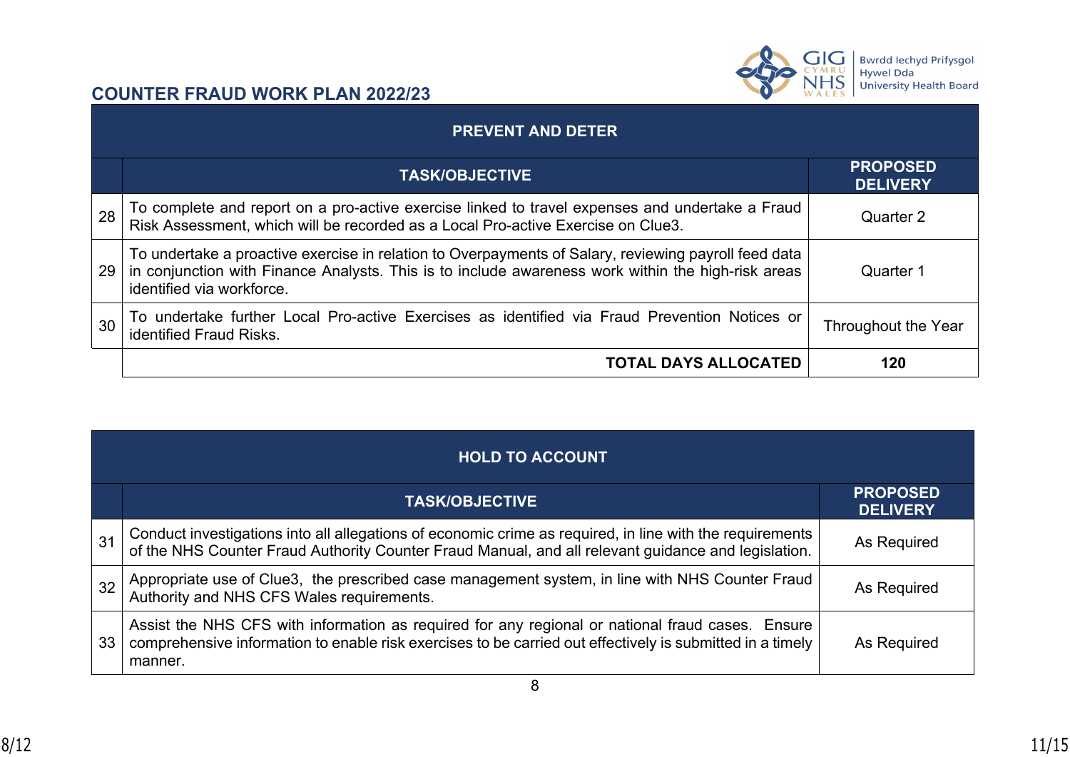## COUNTER FRAUD WORK PLAN 2022/23

| PREVENT AND DETER | | |
|---|---|---|
| | **TASK/OBJECTIVE** | **PROPOSED DELIVERY** |
| 28 | To complete and report on a pro-active exercise linked to travel expenses and undertake a Fraud Risk Assessment, which will be recorded as a Local Pro-active Exercise on Clue3. | Quarter 2 |
| 29 | To undertake a proactive exercise in relation to Overpayments of Salary, reviewing payroll feed data in conjunction with Finance Analysts. This is to include awareness work within the high-risk areas identified via workforce. | Quarter 1 |
| 30 | To undertake further Local Pro-active Exercises as identified via Fraud Prevention Notices or identified Fraud Risks. | Throughout the Year |
| | **TOTAL DAYS ALLOCATED** | **120** |

| HOLD TO ACCOUNT | | |
|---|---|---|
| | **TASK/OBJECTIVE** | **PROPOSED DELIVERY** |
| 31 | Conduct investigations into all allegations of economic crime as required, in line with the requirements of the NHS Counter Fraud Authority Counter Fraud Manual, and all relevant guidance and legislation. | As Required |
| 32 | Appropriate use of Clue3, the prescribed case management system, in line with NHS Counter Fraud Authority and NHS CFS Wales requirements. | As Required |
| 33 | Assist the NHS CFS with information as required for any regional or national fraud cases. Ensure comprehensive information to enable risk exercises to be carried out effectively is submitted in a timely manner. | As Required |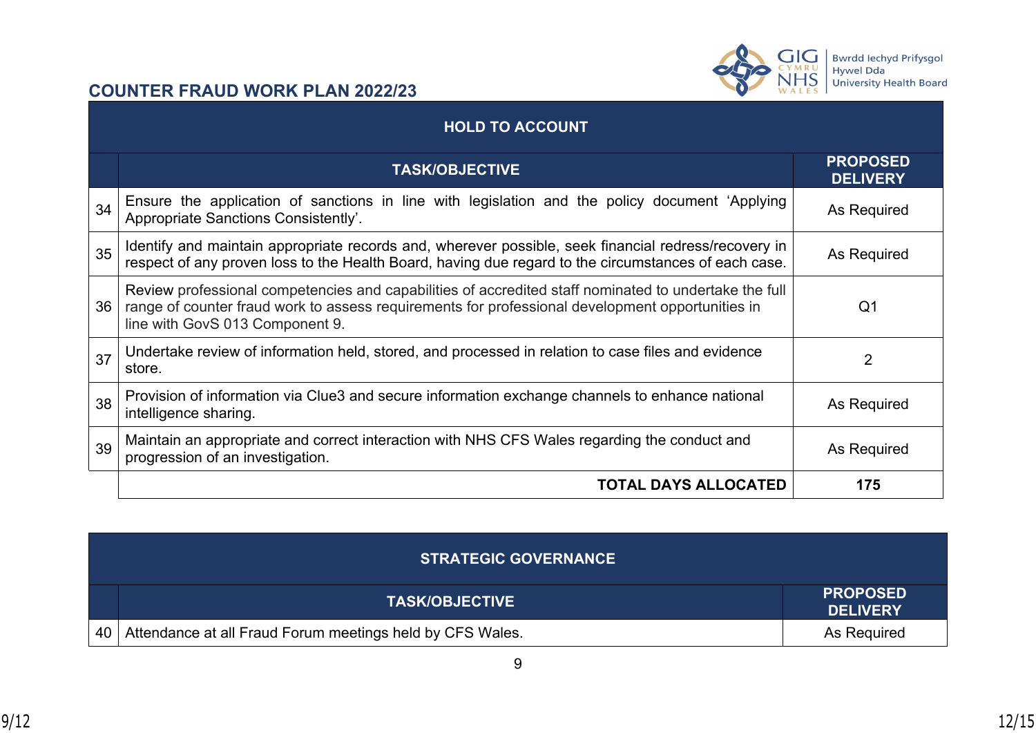## COUNTER FRAUD WORK PLAN 2022/23

| HOLD TO ACCOUNT | | |
|---|---|---|
| | **TASK/OBJECTIVE** | **PROPOSED DELIVERY** |
| 34 | Ensure the application of sanctions in line with legislation and the policy document 'Applying Appropriate Sanctions Consistently'. | As Required |
| 35 | Identify and maintain appropriate records and, wherever possible, seek financial redress/recovery in respect of any proven loss to the Health Board, having due regard to the circumstances of each case. | As Required |
| 36 | Review professional competencies and capabilities of accredited staff nominated to undertake the full range of counter fraud work to assess requirements for professional development opportunities in line with GovS 013 Component 9. | Q1 |
| 37 | Undertake review of information held, stored, and processed in relation to case files and evidence store. | 2 |
| 38 | Provision of information via Clue3 and secure information exchange channels to enhance national intelligence sharing. | As Required |
| 39 | Maintain an appropriate and correct interaction with NHS CFS Wales regarding the conduct and progression of an investigation. | As Required |
| | **TOTAL DAYS ALLOCATED** | **175** |

| STRATEGIC GOVERNANCE | | |
|---|---|---|
| | **TASK/OBJECTIVE** | **PROPOSED DELIVERY** |
| 40 | Attendance at all Fraud Forum meetings held by CFS Wales. | As Required |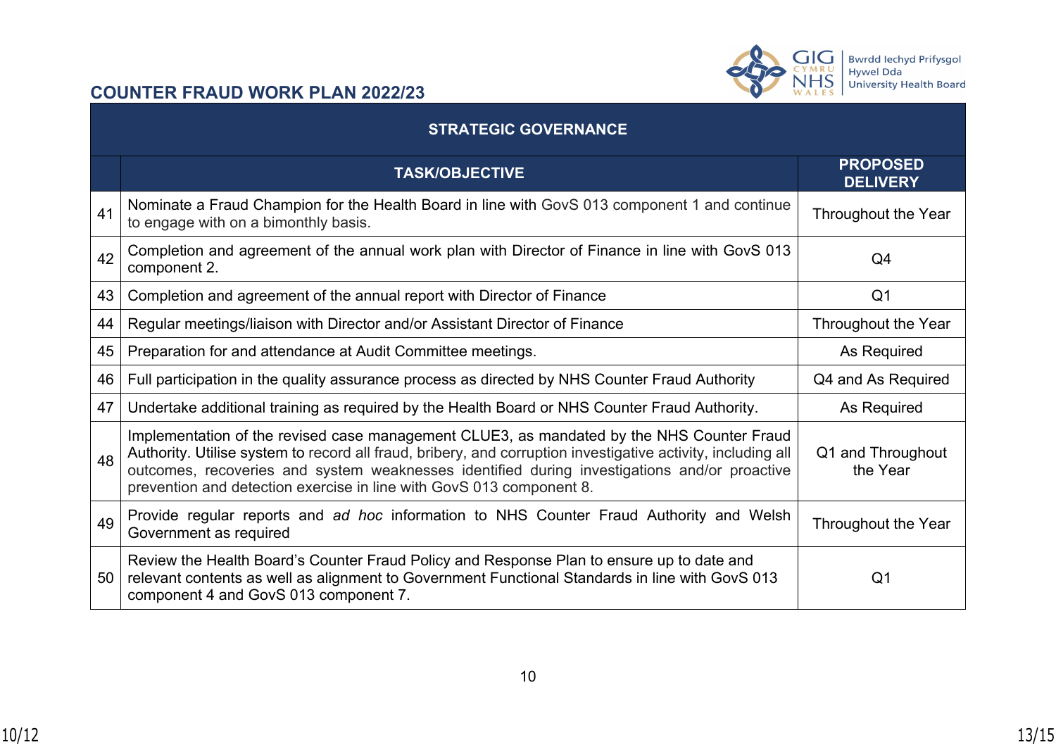## COUNTER FRAUD WORK PLAN 2022/23

| STRATEGIC GOVERNANCE | | |
|---|---|---|
| | **TASK/OBJECTIVE** | **PROPOSED DELIVERY** |
| 41 | Nominate a Fraud Champion for the Health Board in line with GovS 013 component 1 and continue to engage with on a bimonthly basis. | Throughout the Year |
| 42 | Completion and agreement of the annual work plan with Director of Finance in line with GovS 013 component 2. | Q4 |
| 43 | Completion and agreement of the annual report with Director of Finance | Q1 |
| 44 | Regular meetings/liaison with Director and/or Assistant Director of Finance | Throughout the Year |
| 45 | Preparation for and attendance at Audit Committee meetings. | As Required |
| 46 | Full participation in the quality assurance process as directed by NHS Counter Fraud Authority | Q4 and As Required |
| 47 | Undertake additional training as required by the Health Board or NHS Counter Fraud Authority. | As Required |
| 48 | Implementation of the revised case management CLUE3, as mandated by the NHS Counter Fraud Authority. Utilise system to record all fraud, bribery, and corruption investigative activity, including all outcomes, recoveries and system weaknesses identified during investigations and/or proactive prevention and detection exercise in line with GovS 013 component 8. | Q1 and Throughout the Year |
| 49 | Provide regular reports and *ad hoc* information to NHS Counter Fraud Authority and Welsh Government as required | Throughout the Year |
| 50 | Review the Health Board's Counter Fraud Policy and Response Plan to ensure up to date and relevant contents as well as alignment to Government Functional Standards in line with GovS 013 component 4 and GovS 013 component 7. | Q1 |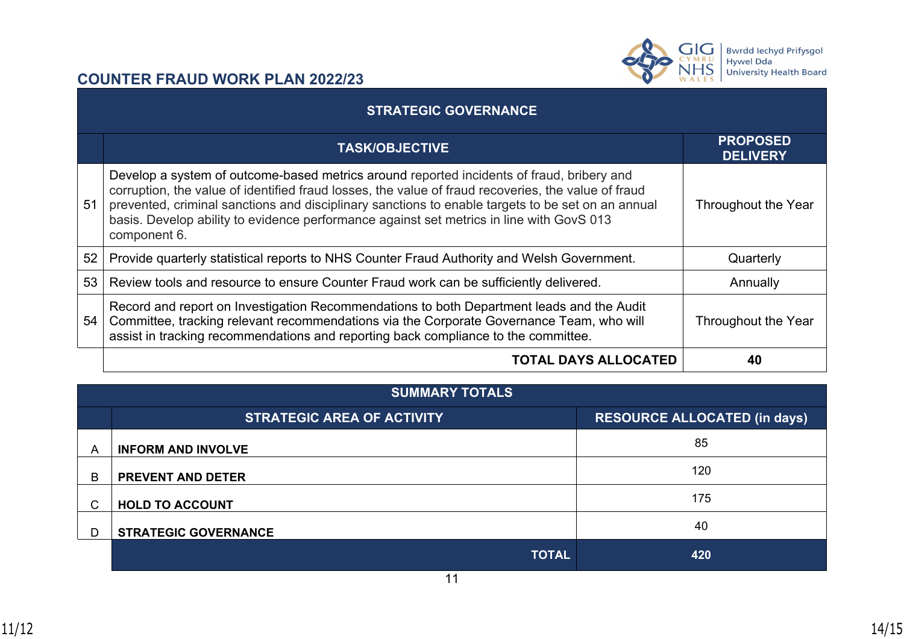## COUNTER FRAUD WORK PLAN 2022/23

| STRATEGIC GOVERNANCE | | |
|---|---|---|
| | **TASK/OBJECTIVE** | **PROPOSED DELIVERY** |
| 51 | Develop a system of outcome-based metrics around reported incidents of fraud, bribery and corruption, the value of identified fraud losses, the value of fraud recoveries, the value of fraud prevented, criminal sanctions and disciplinary sanctions to enable targets to be set on an annual basis. Develop ability to evidence performance against set metrics in line with GovS 013 component 6. | Throughout the Year |
| 52 | Provide quarterly statistical reports to NHS Counter Fraud Authority and Welsh Government. | Quarterly |
| 53 | Review tools and resource to ensure Counter Fraud work can be sufficiently delivered. | Annually |
| 54 | Record and report on Investigation Recommendations to both Department leads and the Audit Committee, tracking relevant recommendations via the Corporate Governance Team, who will assist in tracking recommendations and reporting back compliance to the committee. | Throughout the Year |
| | **TOTAL DAYS ALLOCATED** | **40** |

| SUMMARY TOTALS | | |
|---|---|---|
| | **STRATEGIC AREA OF ACTIVITY** | **RESOURCE ALLOCATED (in days)** |
| A | **INFORM AND INVOLVE** | 85 |
| B | **PREVENT AND DETER** | 120 |
| C | **HOLD TO ACCOUNT** | 175 |
| D | **STRATEGIC GOVERNANCE** | 40 |
| | **TOTAL** | **420** |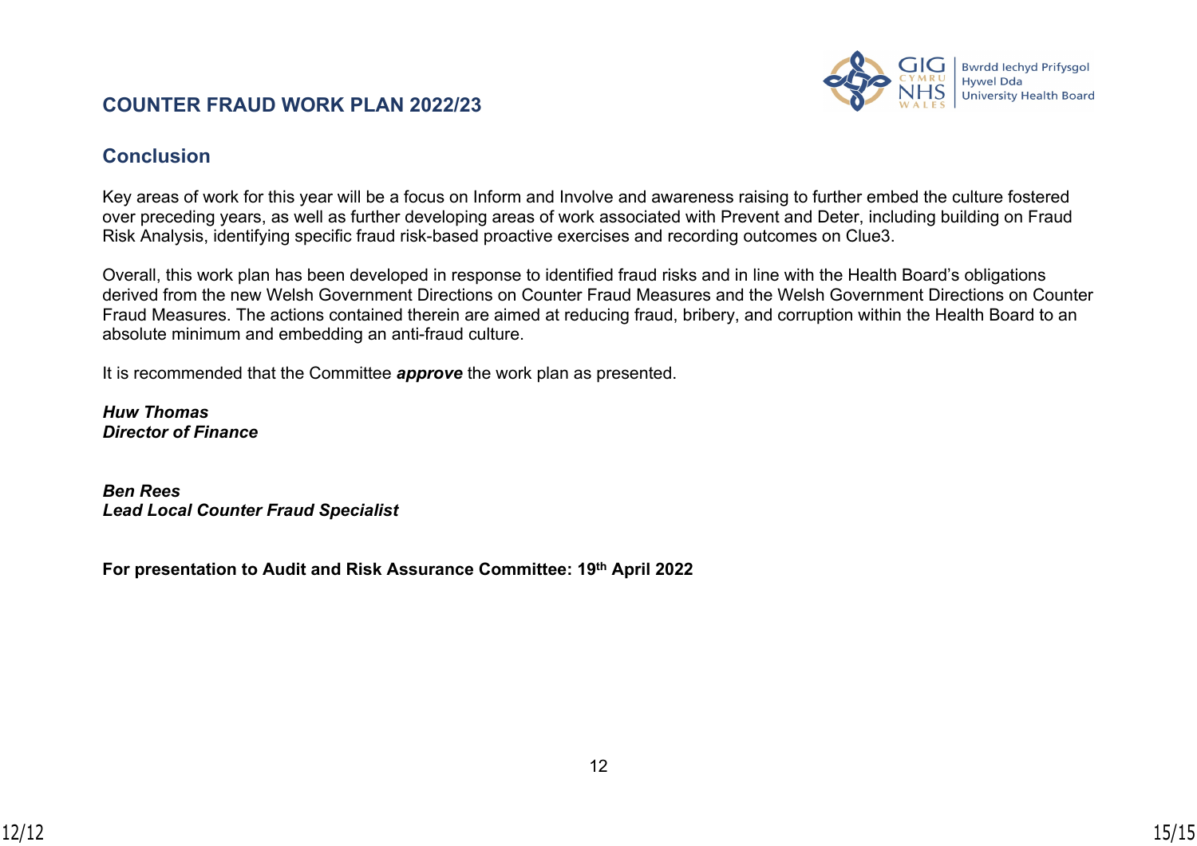## COUNTER FRAUD WORK PLAN 2022/23

### Conclusion

Key areas of work for this year will be a focus on Inform and Involve and awareness raising to further embed the culture fostered over preceding years, as well as further developing areas of work associated with Prevent and Deter, including building on Fraud Risk Analysis, identifying specific fraud risk-based proactive exercises and recording outcomes on Clue3.

Overall, this work plan has been developed in response to identified fraud risks and in line with the Health Board's obligations derived from the new Welsh Government Directions on Counter Fraud Measures and the Welsh Government Directions on Counter Fraud Measures. The actions contained therein are aimed at reducing fraud, bribery, and corruption within the Health Board to an absolute minimum and embedding an anti-fraud culture.

It is recommended that the Committee ***approve*** the work plan as presented.

***Huw Thomas***
***Director of Finance***

***Ben Rees***
***Lead Local Counter Fraud Specialist***

**For presentation to Audit and Risk Assurance Committee: 19th April 2022**